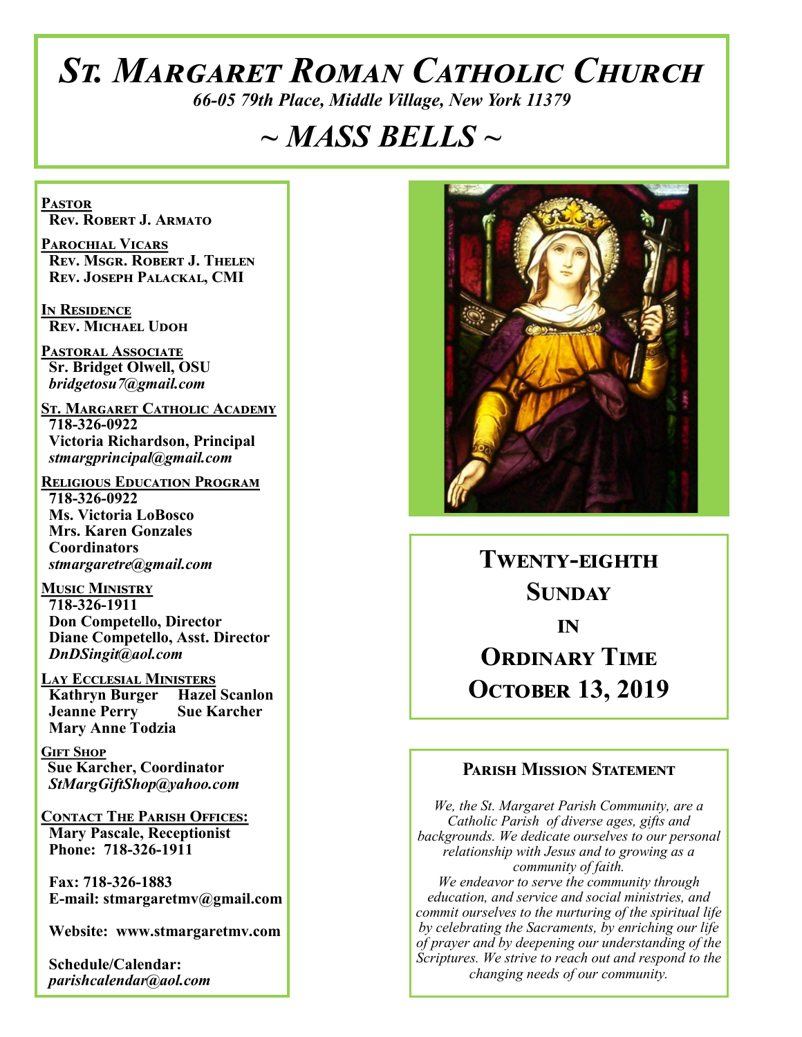# *St. Margaret Roman Catholic Church*

*66-05 79th Place, Middle Village, New York 11379*

# *~ MASS BELLS ~*

**Pastor**
**Rev. Robert J. Armato**

**Parochial Vicars**
**Rev. Msgr. Robert J. Thelen**
**Rev. Joseph Palackal, CMI**

**In Residence**
**Rev. Michael Udoh**

**Pastoral Associate**
**Sr. Bridget Olwell, OSU**
***bridgetosu7@gmail.com***

**St. Margaret Catholic Academy**
**718-326-0922**
**Victoria Richardson, Principal**
***stmargprincipal@gmail.com***

**Religious Education Program**
**718-326-0922**
**Ms. Victoria LoBosco**
**Mrs. Karen Gonzales**
**Coordinators**
***stmargaretre@gmail.com***

**Music Ministry**
**718-326-1911**
**Don Competello, Director**
**Diane Competello, Asst. Director**
***DnDSingit@aol.com***

**Lay Ecclesial Ministers**
**Kathryn Burger**
**Hazel Scanlon**
**Jeanne Perry**
**Sue Karcher**
**Mary Anne Todzia**

**Gift Shop**
**Sue Karcher, Coordinator**
***StMargGiftShop@yahoo.com***

**Contact The Parish Offices:**
**Mary Pascale, Receptionist**
**Phone: 718-326-1911**

**Fax: 718-326-1883**
**E-mail: stmargaretmv@gmail.com**

**Website: www.stmargaretmv.com**

**Schedule/Calendar:**
***parishcalendar@aol.com***

## Twenty-eighth Sunday in Ordinary Time
## October 13, 2019

### Parish Mission Statement

*We, the St. Margaret Parish Community, are a Catholic Parish of diverse ages, gifts and backgrounds. We dedicate ourselves to our personal relationship with Jesus and to growing as a community of faith.*
*We endeavor to serve the community through education, and service and social ministries, and commit ourselves to the nurturing of the spiritual life by celebrating the Sacraments, by enriching our life of prayer and by deepening our understanding of the Scriptures. We strive to reach out and respond to the changing needs of our community.*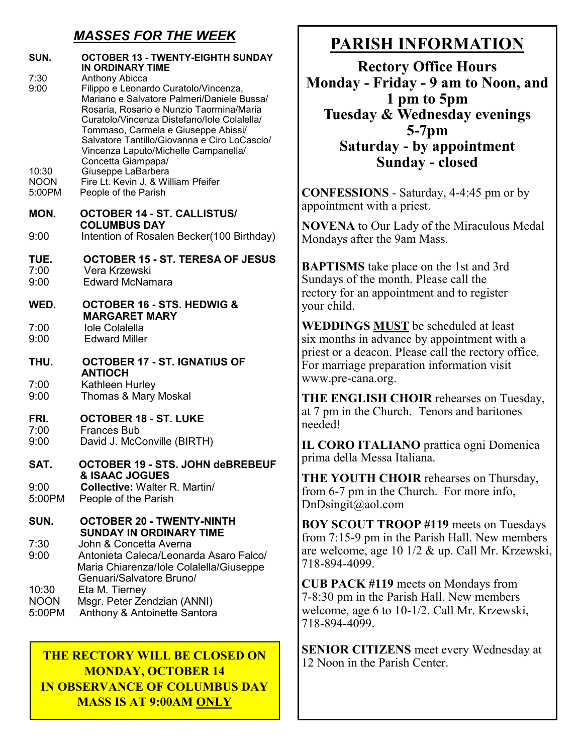## *MASSES FOR THE WEEK*

**SUN. OCTOBER 13 - TWENTY-EIGHTH SUNDAY IN ORDINARY TIME**

- 7:30 Anthony Abicca
- 9:00 Filippo e Leonardo Curatolo/Vincenza, Mariano e Salvatore Palmeri/Daniele Bussa/ Rosaria, Rosario e Nunzio Taormina/Maria Curatolo/Vincenza Distefano/Iole Colalella/ Tommaso, Carmela e Giuseppe Abissi/ Salvatore Tantillo/Giovanna e Ciro LoCascio/ Vincenza Laputo/Michelle Campanella/ Concetta Giampapa/
- 10:30 Giuseppe LaBarbera
- NOON Fire Lt. Kevin J. & William Pfeifer
- 5:00PM People of the Parish

**MON. OCTOBER 14 - ST. CALLISTUS/ COLUMBUS DAY**

- 9:00 Intention of Rosalen Becker(100 Birthday)

**TUE. OCTOBER 15 - ST. TERESA OF JESUS**

- 7:00 Vera Krzewski
- 9:00 Edward McNamara

**WED. OCTOBER 16 - STS. HEDWIG & MARGARET MARY**

- 7:00 Iole Colalella
- 9:00 Edward Miller

**THU. OCTOBER 17 - ST. IGNATIUS OF ANTIOCH**

- 7:00 Kathleen Hurley
- 9:00 Thomas & Mary Moskal

**FRI. OCTOBER 18 - ST. LUKE**

- 7:00 Frances Bub
- 9:00 David J. McConville (BIRTH)

**SAT. OCTOBER 19 - STS. JOHN deBREBEUF & ISAAC JOGUES**

- 9:00 **Collective:** Walter R. Martin/
- 5:00PM People of the Parish

**SUN. OCTOBER 20 - TWENTY-NINTH SUNDAY IN ORDINARY TIME**

- 7:30 John & Concetta Averna
- 9:00 Antonieta Caleca/Leonarda Asaro Falco/ Maria Chiarenza/Iole Colalella/Giuseppe Genuari/Salvatore Bruno/
- 10:30 Eta M. Tierney
- NOON Msgr. Peter Zendzian (ANNI)
- 5:00PM Anthony & Antoinette Santora

**THE RECTORY WILL BE CLOSED ON MONDAY, OCTOBER 14 IN OBSERVANCE OF COLUMBUS DAY MASS IS AT 9:00AM <u>ONLY</u>**

## PARISH INFORMATION

**Rectory Office Hours**
**Monday - Friday - 9 am to Noon, and 1 pm to 5pm**
**Tuesday & Wednesday evenings 5-7pm**
**Saturday - by appointment**
**Sunday - closed**

**CONFESSIONS** - Saturday, 4-4:45 pm or by appointment with a priest.

**NOVENA** to Our Lady of the Miraculous Medal Mondays after the 9am Mass.

**BAPTISMS** take place on the 1st and 3rd Sundays of the month. Please call the rectory for an appointment and to register your child.

**WEDDINGS <u>MUST</u>** be scheduled at least six months in advance by appointment with a priest or a deacon. Please call the rectory office. For marriage preparation information visit www.pre-cana.org.

**THE ENGLISH CHOIR** rehearses on Tuesday, at 7 pm in the Church. Tenors and baritones needed!

**IL CORO ITALIANO** prattica ogni Domenica prima della Messa Italiana.

**THE YOUTH CHOIR** rehearses on Thursday, from 6-7 pm in the Church. For more info, DnDsingit@aol.com

**BOY SCOUT TROOP #119** meets on Tuesdays from 7:15-9 pm in the Parish Hall. New members are welcome, age 10 1/2 & up. Call Mr. Krzewski, 718-894-4099.

**CUB PACK #119** meets on Mondays from 7-8:30 pm in the Parish Hall. New members welcome, age 6 to 10-1/2. Call Mr. Krzewski, 718-894-4099.

**SENIOR CITIZENS** meet every Wednesday at 12 Noon in the Parish Center.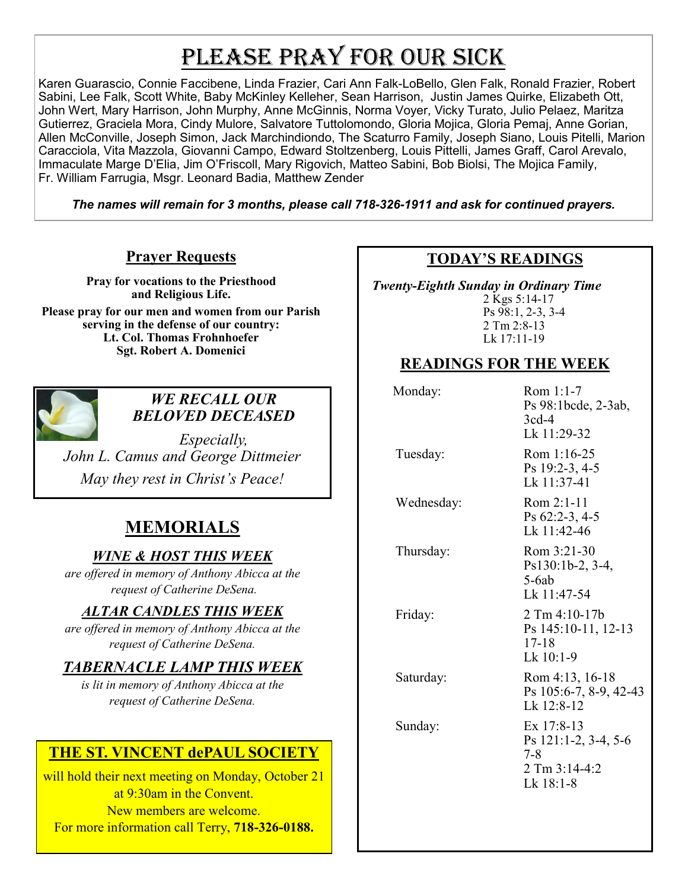# Please Pray for our Sick

Karen Guarascio, Connie Faccibene, Linda Frazier, Cari Ann Falk-LoBello, Glen Falk, Ronald Frazier, Robert Sabini, Lee Falk, Scott White, Baby McKinley Kelleher, Sean Harrison, Justin James Quirke, Elizabeth Ott, John Wert, Mary Harrison, John Murphy, Anne McGinnis, Norma Voyer, Vicky Turato, Julio Pelaez, Maritza Gutierrez, Graciela Mora, Cindy Mulore, Salvatore Tuttolomondo, Gloria Mojica, Gloria Pemaj, Anne Gorian, Allen McConville, Joseph Simon, Jack Marchindiondo, The Scaturro Family, Joseph Siano, Louis Pitelli, Marion Caracciola, Vita Mazzola, Giovanni Campo, Edward Stoltzenberg, Louis Pittelli, James Graff, Carol Arevalo, Immaculate Marge D'Elia, Jim O'Friscoll, Mary Rigovich, Matteo Sabini, Bob Biolsi, The Mojica Family, Fr. William Farrugia, Msgr. Leonard Badia, Matthew Zender

***The names will remain for 3 months, please call 718-326-1911 and ask for continued prayers.***

## Prayer Requests

**Pray for vocations to the Priesthood and Religious Life.**

**Please pray for our men and women from our Parish serving in the defense of our country:**
**Lt. Col. Thomas Frohnhoefer**
**Sgt. Robert A. Domenici**

### *WE RECALL OUR BELOVED DECEASED*

*Especially,*
*John L. Camus and George Dittmeier*
*May they rest in Christ's Peace!*

## MEMORIALS

### *WINE & HOST THIS WEEK*

*are offered in memory of Anthony Abicca at the request of Catherine DeSena.*

### *ALTAR CANDLES THIS WEEK*

*are offered in memory of Anthony Abicca at the request of Catherine DeSena.*

### *TABERNACLE LAMP THIS WEEK*

*is lit in memory of Anthony Abicca at the request of Catherine DeSena.*

## THE ST. VINCENT dePAUL SOCIETY

will hold their next meeting on Monday, October 21 at 9:30am in the Convent.
New members are welcome.
For more information call Terry, **718-326-0188.**

## TODAY'S READINGS

***Twenty-Eighth Sunday in Ordinary Time***
2 Kgs 5:14-17
Ps 98:1, 2-3, 3-4
2 Tm 2:8-13
Lk 17:11-19

## READINGS FOR THE WEEK

| Day | Readings |
|---|---|
| Monday: | Rom 1:1-7<br>Ps 98:1bcde, 2-3ab, 3cd-4<br>Lk 11:29-32 |
| Tuesday: | Rom 1:16-25<br>Ps 19:2-3, 4-5<br>Lk 11:37-41 |
| Wednesday: | Rom 2:1-11<br>Ps 62:2-3, 4-5<br>Lk 11:42-46 |
| Thursday: | Rom 3:21-30<br>Ps130:1b-2, 3-4, 5-6ab<br>Lk 11:47-54 |
| Friday: | 2 Tm 4:10-17b<br>Ps 145:10-11, 12-13 17-18<br>Lk 10:1-9 |
| Saturday: | Rom 4:13, 16-18<br>Ps 105:6-7, 8-9, 42-43<br>Lk 12:8-12 |
| Sunday: | Ex 17:8-13<br>Ps 121:1-2, 3-4, 5-6 7-8<br>2 Tm 3:14-4:2<br>Lk 18:1-8 |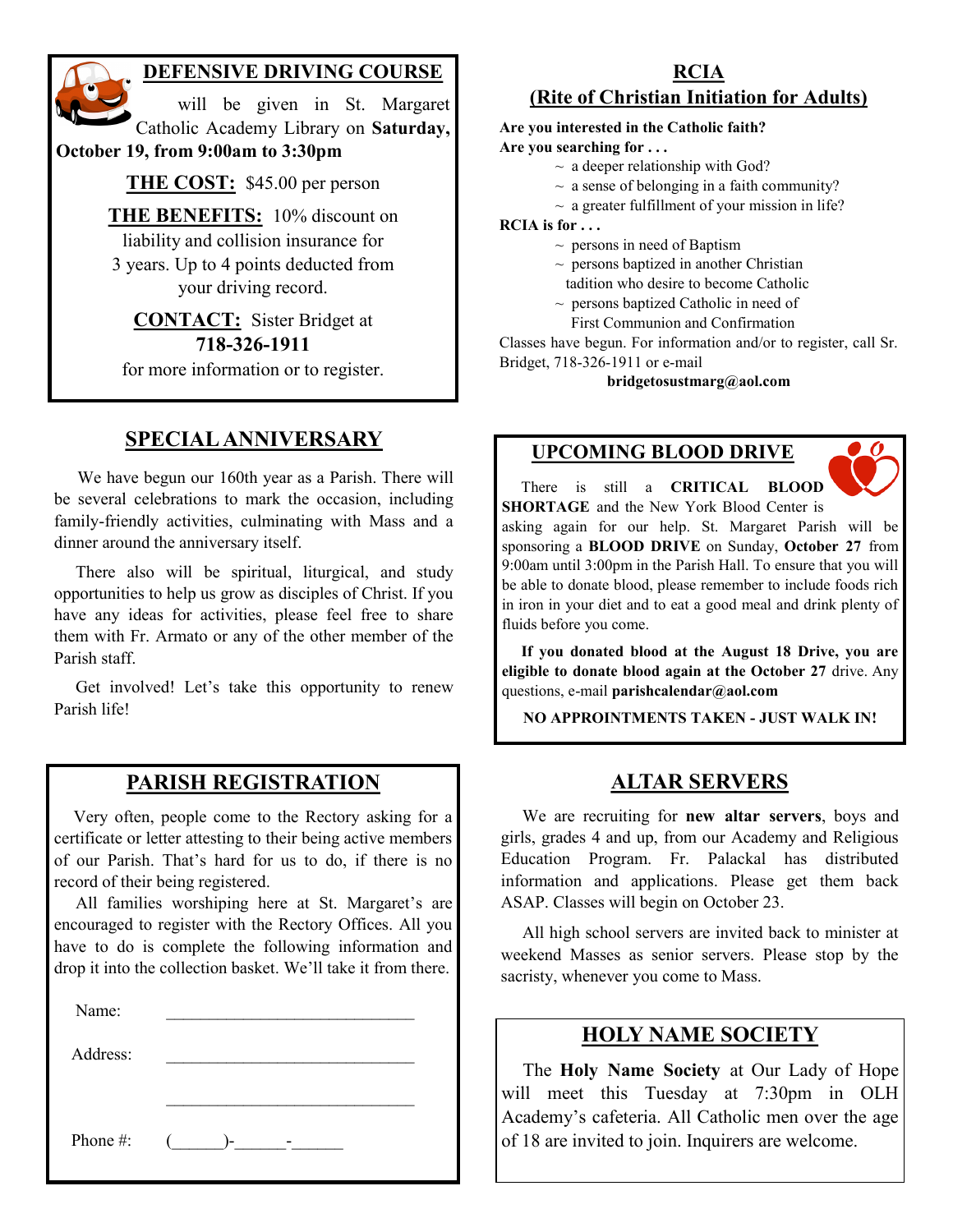## DEFENSIVE DRIVING COURSE

will be given in St. Margaret Catholic Academy Library on **Saturday, October 19, from 9:00am to 3:30pm**

**THE COST:** $45.00 per person

**THE BENEFITS:** 10% discount on liability and collision insurance for 3 years. Up to 4 points deducted from your driving record.

**CONTACT:** Sister Bridget at **718-326-1911** for more information or to register.

## SPECIAL ANNIVERSARY

We have begun our 160th year as a Parish. There will be several celebrations to mark the occasion, including family-friendly activities, culminating with Mass and a dinner around the anniversary itself.

There also will be spiritual, liturgical, and study opportunities to help us grow as disciples of Christ. If you have any ideas for activities, please feel free to share them with Fr. Armato or any of the other member of the Parish staff.

Get involved! Let's take this opportunity to renew Parish life!

## PARISH REGISTRATION

Very often, people come to the Rectory asking for a certificate or letter attesting to their being active members of our Parish. That's hard for us to do, if there is no record of their being registered.

All families worshiping here at St. Margaret's are encouraged to register with the Rectory Offices. All you have to do is complete the following information and drop it into the collection basket. We'll take it from there.

Name: ______________________________

Address: ______________________________

______________________________

Phone #: (______)-______-______

## RCIA
## (Rite of Christian Initiation for Adults)

**Are you interested in the Catholic faith?**
**Are you searching for . . .**

- ~ a deeper relationship with God?
- ~ a sense of belonging in a faith community?
- ~ a greater fulfillment of your mission in life?

**RCIA is for . . .**

- ~ persons in need of Baptism
- ~ persons baptized in another Christian tadition who desire to become Catholic
- ~ persons baptized Catholic in need of First Communion and Confirmation

Classes have begun. For information and/or to register, call Sr. Bridget, 718-326-1911 or e-mail **bridgetosustmarg@aol.com**

## UPCOMING BLOOD DRIVE

There is still a **CRITICAL BLOOD SHORTAGE** and the New York Blood Center is asking again for our help. St. Margaret Parish will be sponsoring a **BLOOD DRIVE** on Sunday, **October 27** from 9:00am until 3:00pm in the Parish Hall. To ensure that you will be able to donate blood, please remember to include foods rich in iron in your diet and to eat a good meal and drink plenty of fluids before you come.

**If you donated blood at the August 18 Drive, you are eligible to donate blood again at the October 27** drive. Any questions, e-mail **parishcalendar@aol.com**

**NO APPROINTMENTS TAKEN - JUST WALK IN!**

## ALTAR SERVERS

We are recruiting for **new altar servers**, boys and girls, grades 4 and up, from our Academy and Religious Education Program. Fr. Palackal has distributed information and applications. Please get them back ASAP. Classes will begin on October 23.

All high school servers are invited back to minister at weekend Masses as senior servers. Please stop by the sacristy, whenever you come to Mass.

## HOLY NAME SOCIETY

The **Holy Name Society** at Our Lady of Hope will meet this Tuesday at 7:30pm in OLH Academy's cafeteria. All Catholic men over the age of 18 are invited to join. Inquirers are welcome.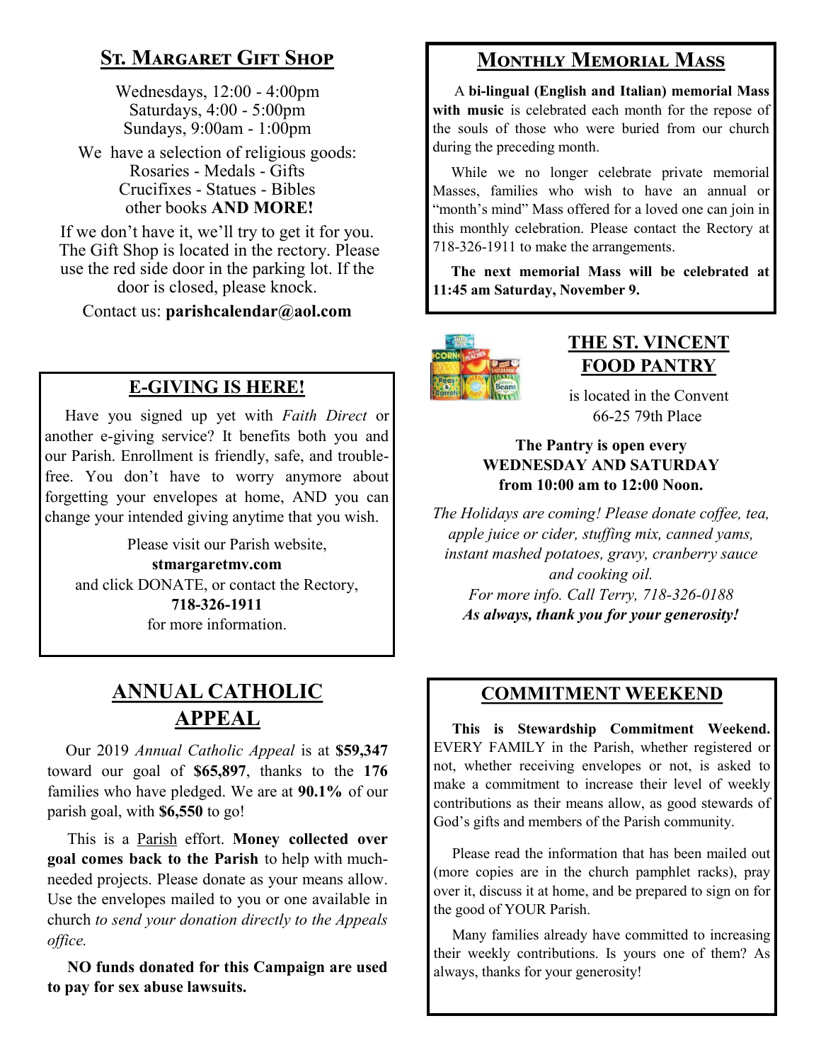## St. Margaret Gift Shop

Wednesdays, 12:00 - 4:00pm
Saturdays, 4:00 - 5:00pm
Sundays, 9:00am - 1:00pm

We have a selection of religious goods:
Rosaries - Medals - Gifts
Crucifixes - Statues - Bibles
other books **AND MORE!**

If we don't have it, we'll try to get it for you. The Gift Shop is located in the rectory. Please use the red side door in the parking lot. If the door is closed, please knock.

Contact us: **parishcalendar@aol.com**

## E-GIVING IS HERE!

Have you signed up yet with *Faith Direct* or another e-giving service? It benefits both you and our Parish. Enrollment is friendly, safe, and trouble-free. You don't have to worry anymore about forgetting your envelopes at home, AND you can change your intended giving anytime that you wish.

Please visit our Parish website,
**stmargaretmv.com**
and click DONATE, or contact the Rectory,
**718-326-1911**
for more information.

## ANNUAL CATHOLIC APPEAL

Our 2019 *Annual Catholic Appeal* is at **$59,347** toward our goal of **$65,897**, thanks to the **176** families who have pledged. We are at **90.1%** of our parish goal, with **$6,550** to go!

This is a Parish effort. **Money collected over goal comes back to the Parish** to help with much-needed projects. Please donate as your means allow. Use the envelopes mailed to you or one available in church *to send your donation directly to the Appeals office.*

**NO funds donated for this Campaign are used to pay for sex abuse lawsuits.**

## Monthly Memorial Mass

A **bi-lingual (English and Italian) memorial Mass with music** is celebrated each month for the repose of the souls of those who were buried from our church during the preceding month.

While we no longer celebrate private memorial Masses, families who wish to have an annual or "month's mind" Mass offered for a loved one can join in this monthly celebration. Please contact the Rectory at 718-326-1911 to make the arrangements.

**The next memorial Mass will be celebrated at 11:45 am Saturday, November 9.**

## THE ST. VINCENT FOOD PANTRY

is located in the Convent
66-25 79th Place

**The Pantry is open every**
**WEDNESDAY AND SATURDAY**
**from 10:00 am to 12:00 Noon.**

*The Holidays are coming! Please donate coffee, tea, apple juice or cider, stuffing mix, canned yams, instant mashed potatoes, gravy, cranberry sauce and cooking oil.*
*For more info. Call Terry, 718-326-0188*
***As always, thank you for your generosity!***

## COMMITMENT WEEKEND

**This is Stewardship Commitment Weekend.** EVERY FAMILY in the Parish, whether registered or not, whether receiving envelopes or not, is asked to make a commitment to increase their level of weekly contributions as their means allow, as good stewards of God's gifts and members of the Parish community.

Please read the information that has been mailed out (more copies are in the church pamphlet racks), pray over it, discuss it at home, and be prepared to sign on for the good of YOUR Parish.

Many families already have committed to increasing their weekly contributions. Is yours one of them? As always, thanks for your generosity!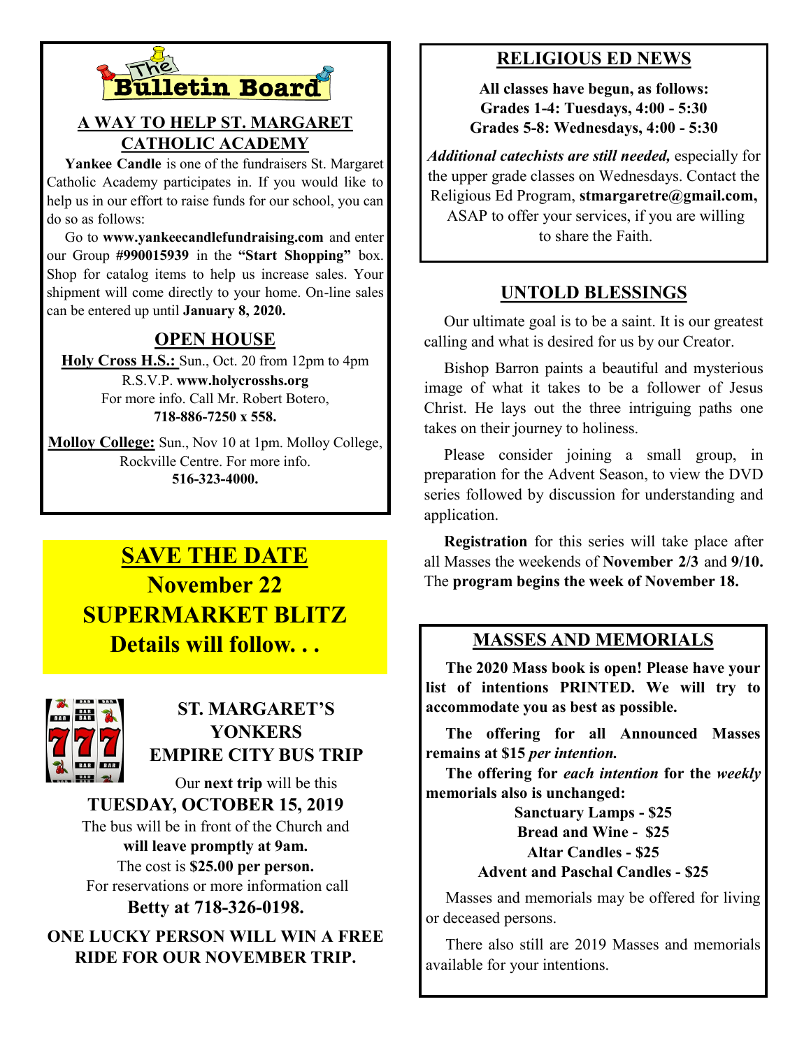# The Bulletin Board

## A WAY TO HELP ST. MARGARET CATHOLIC ACADEMY

**Yankee Candle** is one of the fundraisers St. Margaret Catholic Academy participates in. If you would like to help us in our effort to raise funds for our school, you can do so as follows:

Go to **www.yankeecandlefundraising.com** and enter our Group **#990015939** in the **"Start Shopping"** box. Shop for catalog items to help us increase sales. Your shipment will come directly to your home. On-line sales can be entered up until **January 8, 2020.**

## OPEN HOUSE

**Holy Cross H.S.:** Sun., Oct. 20 from 12pm to 4pm
R.S.V.P. **www.holycrosshs.org**
For more info. Call Mr. Robert Botero,
**718-886-7250 x 558.**

**Molloy College:** Sun., Nov 10 at 1pm. Molloy College, Rockville Centre. For more info.
**516-323-4000.**

## SAVE THE DATE

**November 22**
**SUPERMARKET BLITZ**
**Details will follow. . .**

## ST. MARGARET'S YONKERS EMPIRE CITY BUS TRIP

Our **next trip** will be this
**TUESDAY, OCTOBER 15, 2019**
The bus will be in front of the Church and **will leave promptly at 9am.**
The cost is **$25.00 per person.**
For reservations or more information call
**Betty at 718-326-0198.**

**ONE LUCKY PERSON WILL WIN A FREE RIDE FOR OUR NOVEMBER TRIP.**

## RELIGIOUS ED NEWS

**All classes have begun, as follows:**
**Grades 1-4: Tuesdays, 4:00 - 5:30**
**Grades 5-8: Wednesdays, 4:00 - 5:30**

***Additional catechists are still needed,*** especially for the upper grade classes on Wednesdays. Contact the Religious Ed Program, **stmargaretre@gmail.com,** ASAP to offer your services, if you are willing to share the Faith.

## UNTOLD BLESSINGS

Our ultimate goal is to be a saint. It is our greatest calling and what is desired for us by our Creator.

Bishop Barron paints a beautiful and mysterious image of what it takes to be a follower of Jesus Christ. He lays out the three intriguing paths one takes on their journey to holiness.

Please consider joining a small group, in preparation for the Advent Season, to view the DVD series followed by discussion for understanding and application.

**Registration** for this series will take place after all Masses the weekends of **November 2/3** and **9/10.** The **program begins the week of November 18.**

## MASSES AND MEMORIALS

**The 2020 Mass book is open! Please have your list of intentions PRINTED. We will try to accommodate you as best as possible.**

**The offering for all Announced Masses remains at $15** ***per intention.***

**The offering for** ***each intention*** **for the** ***weekly*** **memorials also is unchanged:**

**Sanctuary Lamps - $25**
**Bread and Wine - $25**
**Altar Candles - $25**
**Advent and Paschal Candles - $25**

Masses and memorials may be offered for living or deceased persons.

There also still are 2019 Masses and memorials available for your intentions.